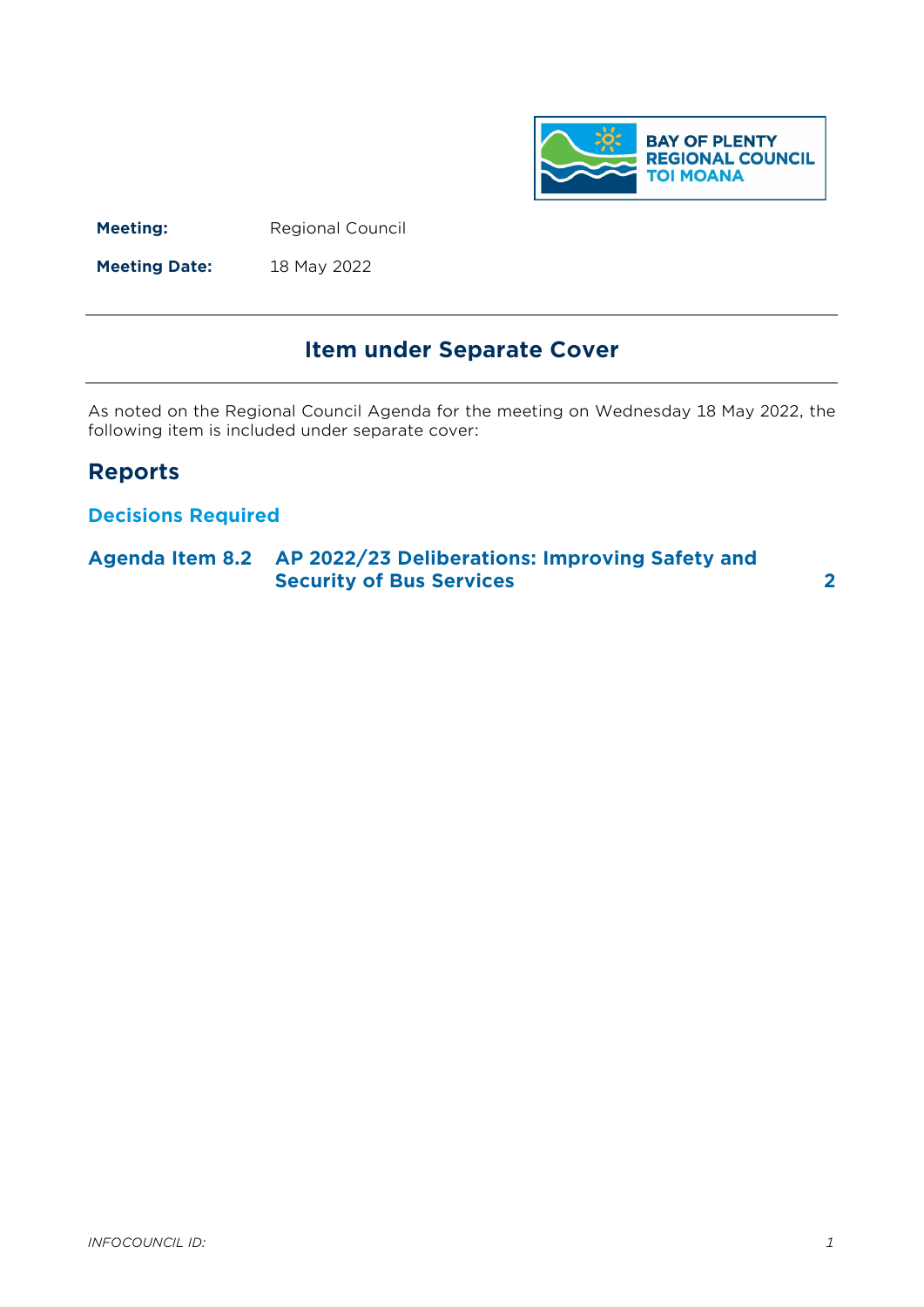BAY OF PLENTY REGIONAL COUNCIL TOI MOANA

**Meeting:** Regional Council

**Meeting Date:** 18 May 2022

---

# Item under Separate Cover

---

As noted on the Regional Council Agenda for the meeting on Wednesday 18 May 2022, the following item is included under separate cover:

## Reports

### Decisions Required

| | | |
|---|---|---|
| **Agenda Item 8.2** | **AP 2022/23 Deliberations: Improving Safety and Security of Bus Services** | **2** |

*INFOCOUNCIL ID:*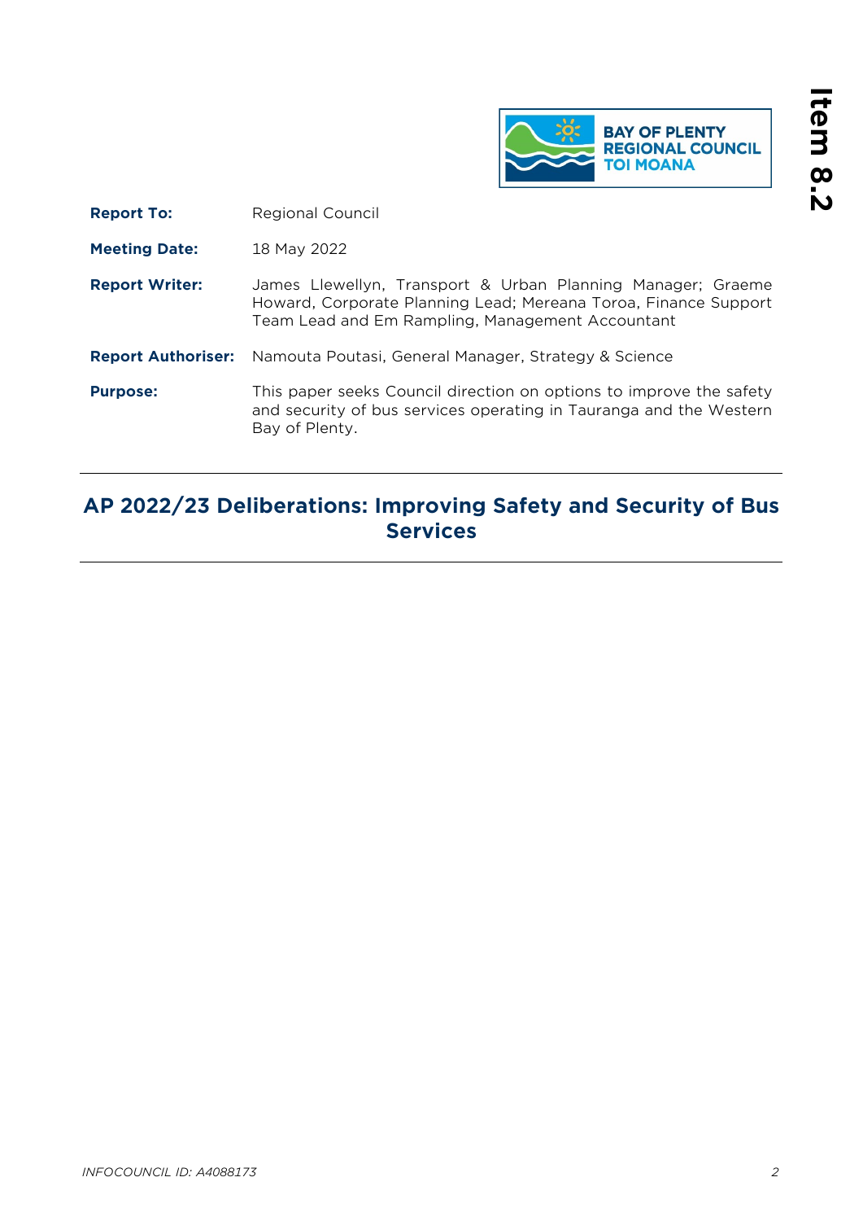BAY OF PLENTY REGIONAL COUNCIL TOI MOANA

Item 8.2

| | |
|---|---|
| **Report To:** | Regional Council |
| **Meeting Date:** | 18 May 2022 |
| **Report Writer:** | James Llewellyn, Transport & Urban Planning Manager; Graeme Howard, Corporate Planning Lead; Mereana Toroa, Finance Support Team Lead and Em Rampling, Management Accountant |
| **Report Authoriser:** | Namouta Poutasi, General Manager, Strategy & Science |
| **Purpose:** | This paper seeks Council direction on options to improve the safety and security of bus services operating in Tauranga and the Western Bay of Plenty. |

# AP 2022/23 Deliberations: Improving Safety and Security of Bus Services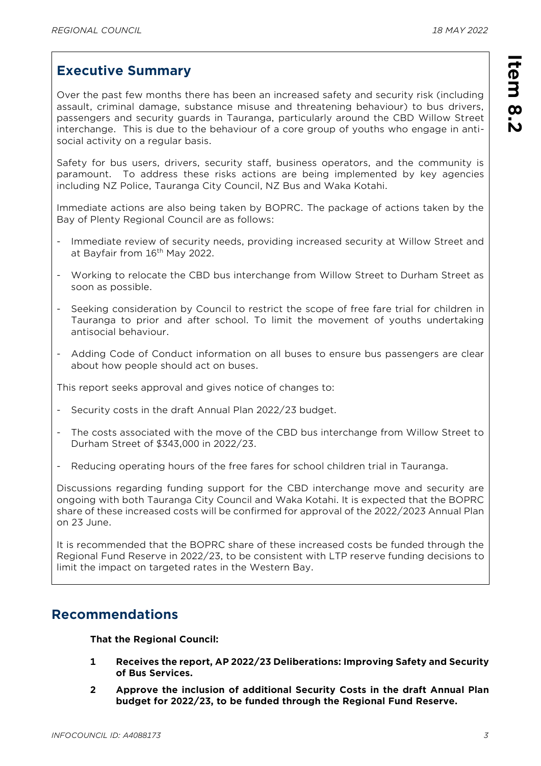## Executive Summary

Over the past few months there has been an increased safety and security risk (including assault, criminal damage, substance misuse and threatening behaviour) to bus drivers, passengers and security guards in Tauranga, particularly around the CBD Willow Street interchange. This is due to the behaviour of a core group of youths who engage in anti-social activity on a regular basis.

Safety for bus users, drivers, security staff, business operators, and the community is paramount. To address these risks actions are being implemented by key agencies including NZ Police, Tauranga City Council, NZ Bus and Waka Kotahi.

Immediate actions are also being taken by BOPRC. The package of actions taken by the Bay of Plenty Regional Council are as follows:

- Immediate review of security needs, providing increased security at Willow Street and at Bayfair from 16th May 2022.
- Working to relocate the CBD bus interchange from Willow Street to Durham Street as soon as possible.
- Seeking consideration by Council to restrict the scope of free fare trial for children in Tauranga to prior and after school. To limit the movement of youths undertaking antisocial behaviour.
- Adding Code of Conduct information on all buses to ensure bus passengers are clear about how people should act on buses.

This report seeks approval and gives notice of changes to:

- Security costs in the draft Annual Plan 2022/23 budget.
- The costs associated with the move of the CBD bus interchange from Willow Street to Durham Street of $343,000 in 2022/23.
- Reducing operating hours of the free fares for school children trial in Tauranga.

Discussions regarding funding support for the CBD interchange move and security are ongoing with both Tauranga City Council and Waka Kotahi. It is expected that the BOPRC share of these increased costs will be confirmed for approval of the 2022/2023 Annual Plan on 23 June.

It is recommended that the BOPRC share of these increased costs be funded through the Regional Fund Reserve in 2022/23, to be consistent with LTP reserve funding decisions to limit the impact on targeted rates in the Western Bay.

## Recommendations

**That the Regional Council:**

1. **Receives the report, AP 2022/23 Deliberations: Improving Safety and Security of Bus Services.**
2. **Approve the inclusion of additional Security Costs in the draft Annual Plan budget for 2022/23, to be funded through the Regional Fund Reserve.**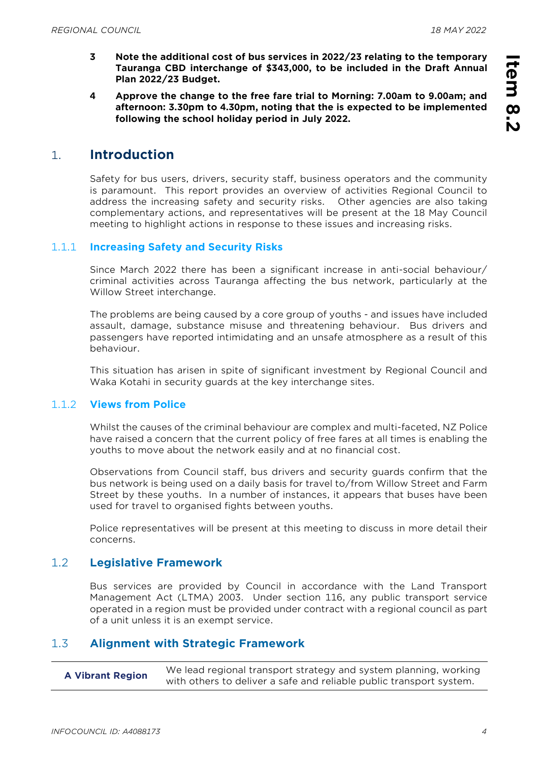**3 Note the additional cost of bus services in 2022/23 relating to the temporary Tauranga CBD interchange of $343,000, to be included in the Draft Annual Plan 2022/23 Budget.**

**4 Approve the change to the free fare trial to Morning: 7.00am to 9.00am; and afternoon: 3.30pm to 4.30pm, noting that the is expected to be implemented following the school holiday period in July 2022.**

# 1. Introduction

Safety for bus users, drivers, security staff, business operators and the community is paramount. This report provides an overview of activities Regional Council to address the increasing safety and security risks. Other agencies are also taking complementary actions, and representatives will be present at the 18 May Council meeting to highlight actions in response to these issues and increasing risks.

### 1.1.1 Increasing Safety and Security Risks

Since March 2022 there has been a significant increase in anti-social behaviour/ criminal activities across Tauranga affecting the bus network, particularly at the Willow Street interchange.

The problems are being caused by a core group of youths - and issues have included assault, damage, substance misuse and threatening behaviour. Bus drivers and passengers have reported intimidating and an unsafe atmosphere as a result of this behaviour.

This situation has arisen in spite of significant investment by Regional Council and Waka Kotahi in security guards at the key interchange sites.

### 1.1.2 Views from Police

Whilst the causes of the criminal behaviour are complex and multi-faceted, NZ Police have raised a concern that the current policy of free fares at all times is enabling the youths to move about the network easily and at no financial cost.

Observations from Council staff, bus drivers and security guards confirm that the bus network is being used on a daily basis for travel to/from Willow Street and Farm Street by these youths. In a number of instances, it appears that buses have been used for travel to organised fights between youths.

Police representatives will be present at this meeting to discuss in more detail their concerns.

## 1.2 Legislative Framework

Bus services are provided by Council in accordance with the Land Transport Management Act (LTMA) 2003. Under section 116, any public transport service operated in a region must be provided under contract with a regional council as part of a unit unless it is an exempt service.

## 1.3 Alignment with Strategic Framework

| | |
|---|---|
| **A Vibrant Region** | We lead regional transport strategy and system planning, working with others to deliver a safe and reliable public transport system. |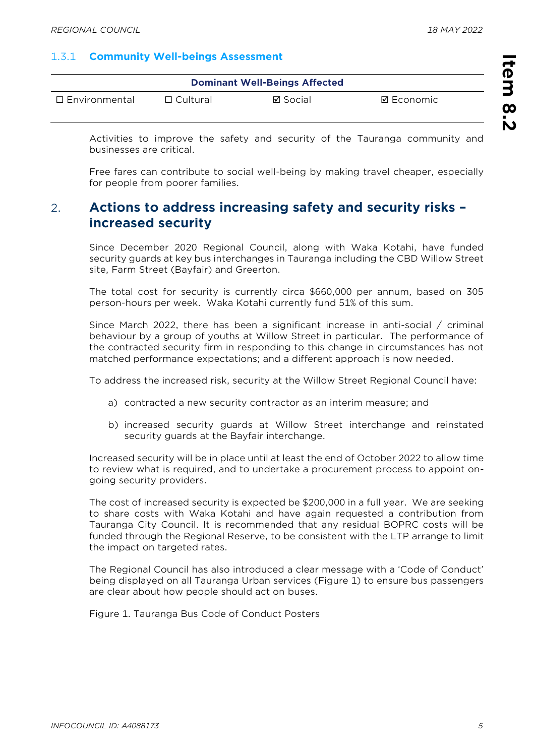### 1.3.1 Community Well-beings Assessment

| Dominant Well-Beings Affected | | | |
|---|---|---|---|
| ☐ Environmental | ☐ Cultural | ☑ Social | ☑ Economic |

Activities to improve the safety and security of the Tauranga community and businesses are critical.

Free fares can contribute to social well-being by making travel cheaper, especially for people from poorer families.

## 2. Actions to address increasing safety and security risks – increased security

Since December 2020 Regional Council, along with Waka Kotahi, have funded security guards at key bus interchanges in Tauranga including the CBD Willow Street site, Farm Street (Bayfair) and Greerton.

The total cost for security is currently circa $660,000 per annum, based on 305 person-hours per week. Waka Kotahi currently fund 51% of this sum.

Since March 2022, there has been a significant increase in anti-social / criminal behaviour by a group of youths at Willow Street in particular. The performance of the contracted security firm in responding to this change in circumstances has not matched performance expectations; and a different approach is now needed.

To address the increased risk, security at the Willow Street Regional Council have:

a) contracted a new security contractor as an interim measure; and

b) increased security guards at Willow Street interchange and reinstated security guards at the Bayfair interchange.

Increased security will be in place until at least the end of October 2022 to allow time to review what is required, and to undertake a procurement process to appoint on-going security providers.

The cost of increased security is expected be $200,000 in a full year. We are seeking to share costs with Waka Kotahi and have again requested a contribution from Tauranga City Council. It is recommended that any residual BOPRC costs will be funded through the Regional Reserve, to be consistent with the LTP arrange to limit the impact on targeted rates.

The Regional Council has also introduced a clear message with a 'Code of Conduct' being displayed on all Tauranga Urban services (Figure 1) to ensure bus passengers are clear about how people should act on buses.

Figure 1. Tauranga Bus Code of Conduct Posters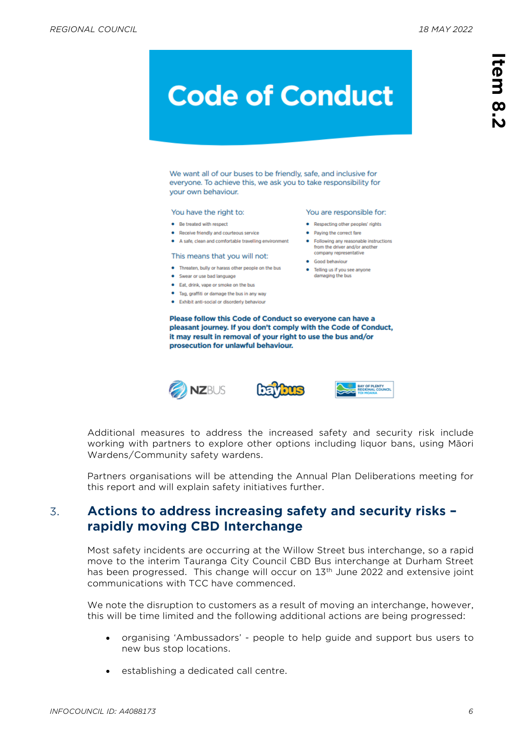# Code of Conduct

We want all of our buses to be friendly, safe, and inclusive for everyone. To achieve this, we ask you to take responsibility for your own behaviour.

You have the right to:

- Be treated with respect
- Receive friendly and courteous service
- A safe, clean and comfortable travelling environment

This means that you will not:

- Threaten, bully or harass other people on the bus
- Swear or use bad language
- Eat, drink, vape or smoke on the bus
- Tag, graffiti or damage the bus in any way
- Exhibit anti-social or disorderly behaviour

You are responsible for:

- Respecting other peoples' rights
- Paying the correct fare
- Following any reasonable instructions from the driver and/or another company representative
- Good behaviour
- Telling us if you see anyone damaging the bus

**Please follow this Code of Conduct so everyone can have a pleasant journey. If you don't comply with the Code of Conduct, it may result in removal of your right to use the bus and/or prosecution for unlawful behaviour.**

NZBUS baybus BAY OF PLENTY REGIONAL COUNCIL TOI MOANA

Additional measures to address the increased safety and security risk include working with partners to explore other options including liquor bans, using Māori Wardens/Community safety wardens.

Partners organisations will be attending the Annual Plan Deliberations meeting for this report and will explain safety initiatives further.

## 3. Actions to address increasing safety and security risks – rapidly moving CBD Interchange

Most safety incidents are occurring at the Willow Street bus interchange, so a rapid move to the interim Tauranga City Council CBD Bus interchange at Durham Street has been progressed. This change will occur on 13th June 2022 and extensive joint communications with TCC have commenced.

We note the disruption to customers as a result of moving an interchange, however, this will be time limited and the following additional actions are being progressed:

- organising 'Ambussadors' - people to help guide and support bus users to new bus stop locations.
- establishing a dedicated call centre.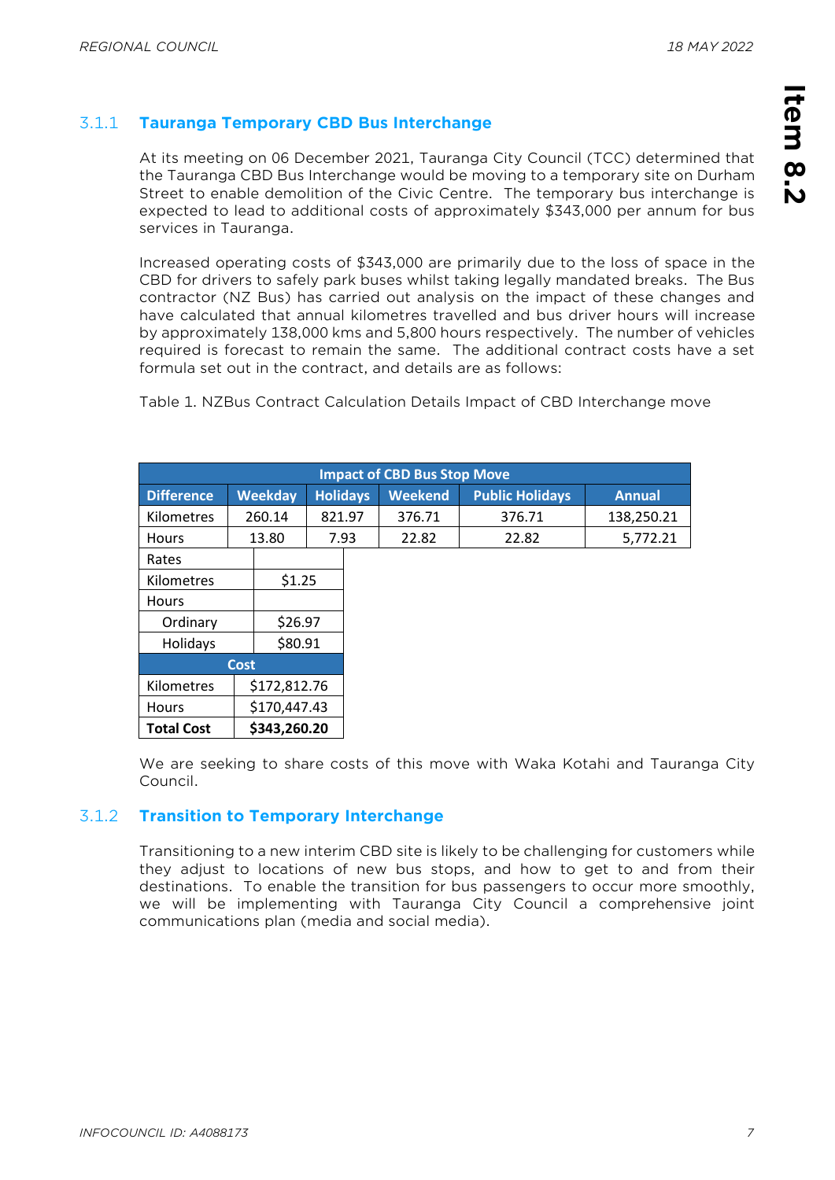### 3.1.1 Tauranga Temporary CBD Bus Interchange

At its meeting on 06 December 2021, Tauranga City Council (TCC) determined that the Tauranga CBD Bus Interchange would be moving to a temporary site on Durham Street to enable demolition of the Civic Centre. The temporary bus interchange is expected to lead to additional costs of approximately $343,000 per annum for bus services in Tauranga.

Increased operating costs of $343,000 are primarily due to the loss of space in the CBD for drivers to safely park buses whilst taking legally mandated breaks. The Bus contractor (NZ Bus) has carried out analysis on the impact of these changes and have calculated that annual kilometres travelled and bus driver hours will increase by approximately 138,000 kms and 5,800 hours respectively. The number of vehicles required is forecast to remain the same. The additional contract costs have a set formula set out in the contract, and details are as follows:

Table 1. NZBus Contract Calculation Details Impact of CBD Interchange move

| Impact of CBD Bus Stop Move | | | | | |
|---|---|---|---|---|---|
| **Difference** | **Weekday** | **Holidays** | **Weekend** | **Public Holidays** | **Annual** |
| Kilometres | 260.14 | 821.97 | 376.71 | 376.71 | 138,250.21 |
| Hours | 13.80 | 7.93 | 22.82 | 22.82 | 5,772.21 |

| Rates | |
|---|---|
| Kilometres | $1.25 |
| Hours | |
| Ordinary | $26.97 |
| Holidays | $80.91 |
| **Cost** | |
| Kilometres | $172,812.76 |
| Hours | $170,447.43 |
| **Total Cost** | **$343,260.20** |

We are seeking to share costs of this move with Waka Kotahi and Tauranga City Council.

### 3.1.2 Transition to Temporary Interchange

Transitioning to a new interim CBD site is likely to be challenging for customers while they adjust to locations of new bus stops, and how to get to and from their destinations. To enable the transition for bus passengers to occur more smoothly, we will be implementing with Tauranga City Council a comprehensive joint communications plan (media and social media).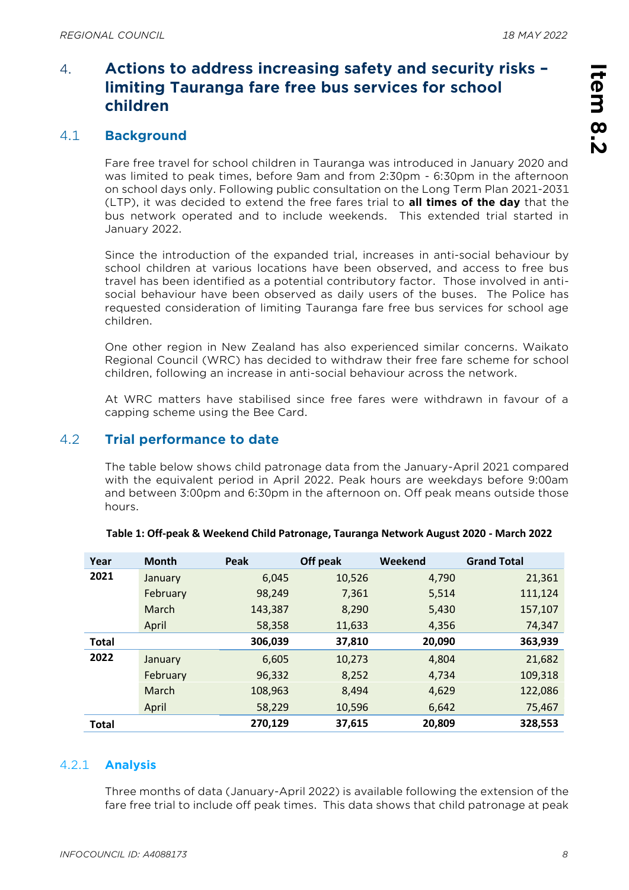## 4. Actions to address increasing safety and security risks – limiting Tauranga fare free bus services for school children

### 4.1 Background

Fare free travel for school children in Tauranga was introduced in January 2020 and was limited to peak times, before 9am and from 2:30pm - 6:30pm in the afternoon on school days only. Following public consultation on the Long Term Plan 2021-2031 (LTP), it was decided to extend the free fares trial to **all times of the day** that the bus network operated and to include weekends. This extended trial started in January 2022.

Since the introduction of the expanded trial, increases in anti-social behaviour by school children at various locations have been observed, and access to free bus travel has been identified as a potential contributory factor. Those involved in anti-social behaviour have been observed as daily users of the buses. The Police has requested consideration of limiting Tauranga fare free bus services for school age children.

One other region in New Zealand has also experienced similar concerns. Waikato Regional Council (WRC) has decided to withdraw their free fare scheme for school children, following an increase in anti-social behaviour across the network.

At WRC matters have stabilised since free fares were withdrawn in favour of a capping scheme using the Bee Card.

### 4.2 Trial performance to date

The table below shows child patronage data from the January-April 2021 compared with the equivalent period in April 2022. Peak hours are weekdays before 9:00am and between 3:00pm and 6:30pm in the afternoon on. Off peak means outside those hours.

**Table 1: Off-peak & Weekend Child Patronage, Tauranga Network August 2020 - March 2022**

| Year | Month | Peak | Off peak | Weekend | Grand Total |
|---|---|---|---|---|---|
| **2021** | January | 6,045 | 10,526 | 4,790 | 21,361 |
| | February | 98,249 | 7,361 | 5,514 | 111,124 |
| | March | 143,387 | 8,290 | 5,430 | 157,107 |
| | April | 58,358 | 11,633 | 4,356 | 74,347 |
| **Total** | | **306,039** | **37,810** | **20,090** | **363,939** |
| **2022** | January | 6,605 | 10,273 | 4,804 | 21,682 |
| | February | 96,332 | 8,252 | 4,734 | 109,318 |
| | March | 108,963 | 8,494 | 4,629 | 122,086 |
| | April | 58,229 | 10,596 | 6,642 | 75,467 |
| **Total** | | **270,129** | **37,615** | **20,809** | **328,553** |

#### 4.2.1 Analysis

Three months of data (January-April 2022) is available following the extension of the fare free trial to include off peak times. This data shows that child patronage at peak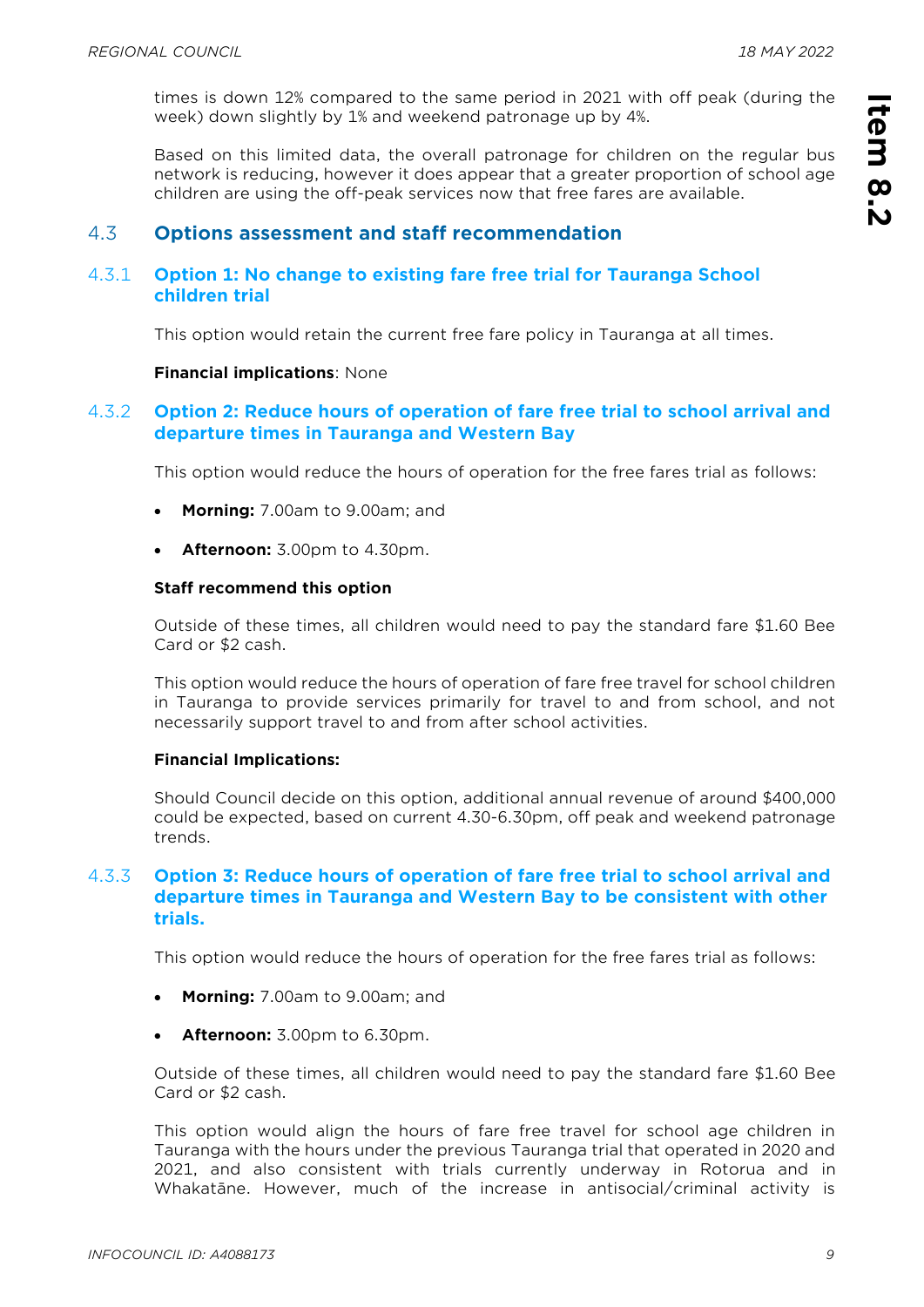times is down 12% compared to the same period in 2021 with off peak (during the week) down slightly by 1% and weekend patronage up by 4%.

Based on this limited data, the overall patronage for children on the regular bus network is reducing, however it does appear that a greater proportion of school age children are using the off-peak services now that free fares are available.

## 4.3 Options assessment and staff recommendation

### 4.3.1 Option 1: No change to existing fare free trial for Tauranga School children trial

This option would retain the current free fare policy in Tauranga at all times.

**Financial implications**: None

### 4.3.2 Option 2: Reduce hours of operation of fare free trial to school arrival and departure times in Tauranga and Western Bay

This option would reduce the hours of operation for the free fares trial as follows:

- **Morning:** 7.00am to 9.00am; and
- **Afternoon:** 3.00pm to 4.30pm.

**Staff recommend this option**

Outside of these times, all children would need to pay the standard fare $1.60 Bee Card or $2 cash.

This option would reduce the hours of operation of fare free travel for school children in Tauranga to provide services primarily for travel to and from school, and not necessarily support travel to and from after school activities.

**Financial Implications:**

Should Council decide on this option, additional annual revenue of around $400,000 could be expected, based on current 4.30-6.30pm, off peak and weekend patronage trends.

### 4.3.3 Option 3: Reduce hours of operation of fare free trial to school arrival and departure times in Tauranga and Western Bay to be consistent with other trials.

This option would reduce the hours of operation for the free fares trial as follows:

- **Morning:** 7.00am to 9.00am; and
- **Afternoon:** 3.00pm to 6.30pm.

Outside of these times, all children would need to pay the standard fare $1.60 Bee Card or $2 cash.

This option would align the hours of fare free travel for school age children in Tauranga with the hours under the previous Tauranga trial that operated in 2020 and 2021, and also consistent with trials currently underway in Rotorua and in Whakatāne. However, much of the increase in antisocial/criminal activity is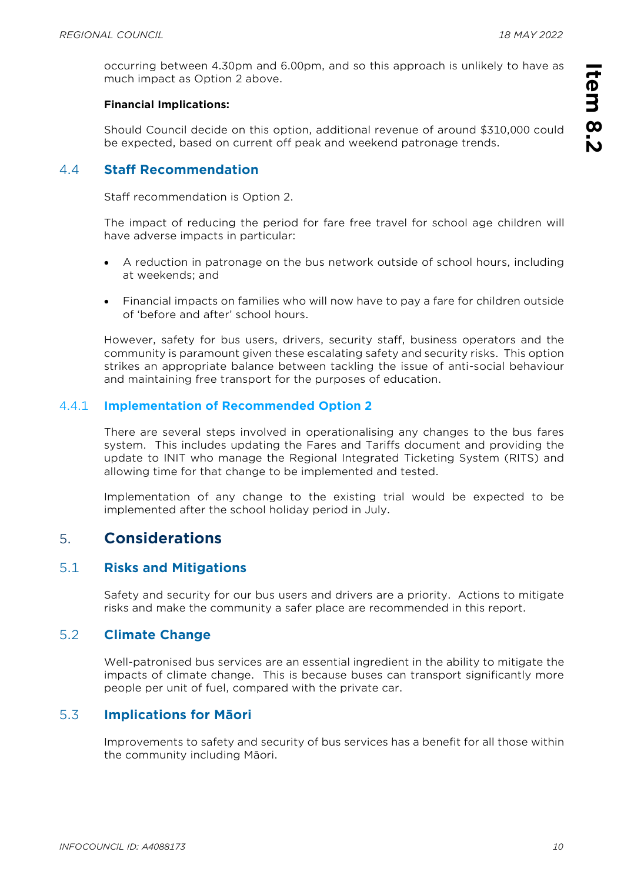occurring between 4.30pm and 6.00pm, and so this approach is unlikely to have as much impact as Option 2 above.

**Financial Implications:**

Should Council decide on this option, additional revenue of around $310,000 could be expected, based on current off peak and weekend patronage trends.

### 4.4 Staff Recommendation

Staff recommendation is Option 2.

The impact of reducing the period for fare free travel for school age children will have adverse impacts in particular:

- A reduction in patronage on the bus network outside of school hours, including at weekends; and
- Financial impacts on families who will now have to pay a fare for children outside of 'before and after' school hours.

However, safety for bus users, drivers, security staff, business operators and the community is paramount given these escalating safety and security risks. This option strikes an appropriate balance between tackling the issue of anti-social behaviour and maintaining free transport for the purposes of education.

#### 4.4.1 Implementation of Recommended Option 2

There are several steps involved in operationalising any changes to the bus fares system. This includes updating the Fares and Tariffs document and providing the update to INIT who manage the Regional Integrated Ticketing System (RITS) and allowing time for that change to be implemented and tested.

Implementation of any change to the existing trial would be expected to be implemented after the school holiday period in July.

## 5. Considerations

### 5.1 Risks and Mitigations

Safety and security for our bus users and drivers are a priority. Actions to mitigate risks and make the community a safer place are recommended in this report.

### 5.2 Climate Change

Well-patronised bus services are an essential ingredient in the ability to mitigate the impacts of climate change. This is because buses can transport significantly more people per unit of fuel, compared with the private car.

### 5.3 Implications for Māori

Improvements to safety and security of bus services has a benefit for all those within the community including Māori.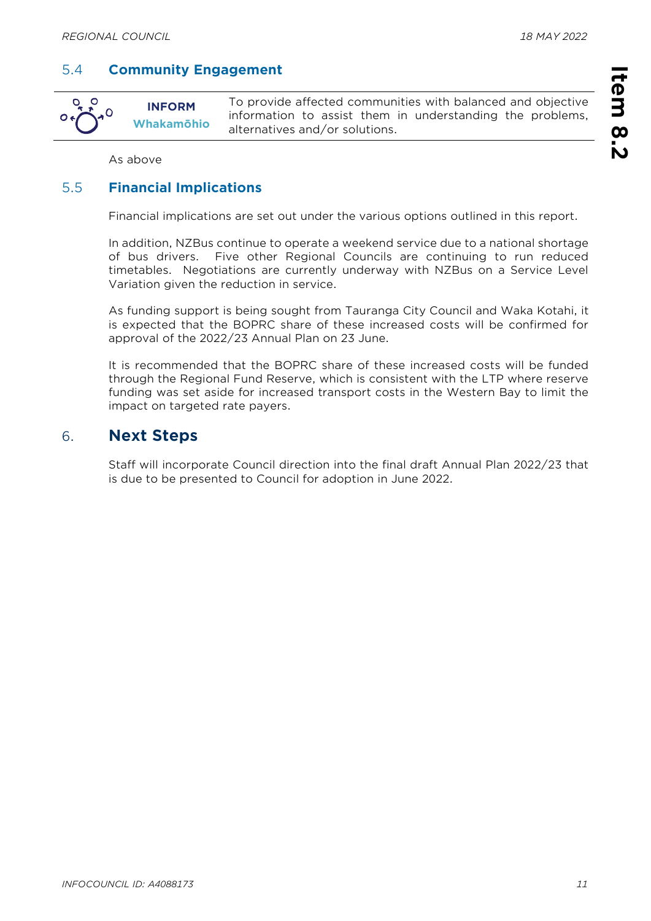### 5.4 Community Engagement

| | | |
|---|---|---|
| | **INFORM** **Whakamōhio** | To provide affected communities with balanced and objective information to assist them in understanding the problems, alternatives and/or solutions. |

As above

### 5.5 Financial Implications

Financial implications are set out under the various options outlined in this report.

In addition, NZBus continue to operate a weekend service due to a national shortage of bus drivers. Five other Regional Councils are continuing to run reduced timetables. Negotiations are currently underway with NZBus on a Service Level Variation given the reduction in service.

As funding support is being sought from Tauranga City Council and Waka Kotahi, it is expected that the BOPRC share of these increased costs will be confirmed for approval of the 2022/23 Annual Plan on 23 June.

It is recommended that the BOPRC share of these increased costs will be funded through the Regional Fund Reserve, which is consistent with the LTP where reserve funding was set aside for increased transport costs in the Western Bay to limit the impact on targeted rate payers.

## 6. Next Steps

Staff will incorporate Council direction into the final draft Annual Plan 2022/23 that is due to be presented to Council for adoption in June 2022.